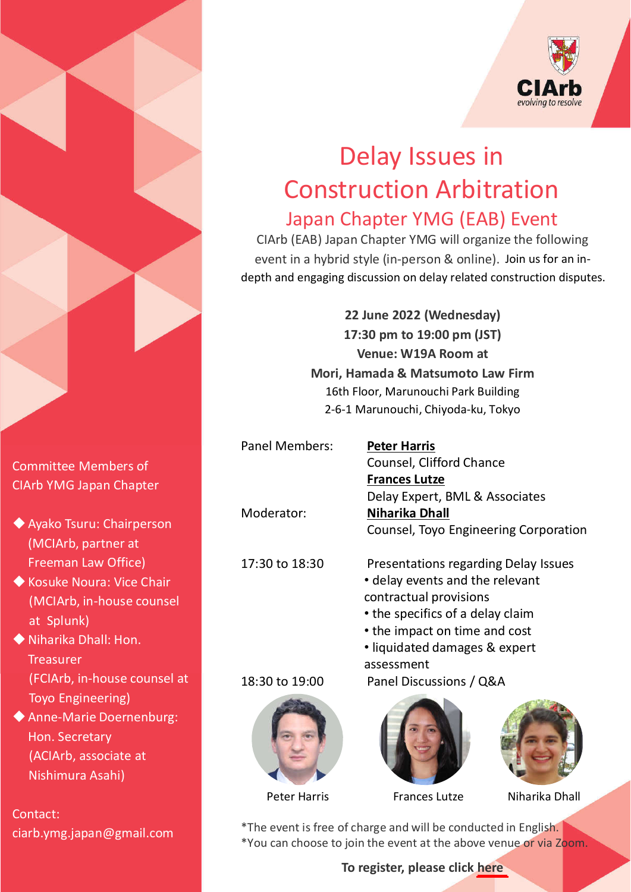# Delay Issues in Construction Arbitration

## Japan Chapter YMG (EAB) Event

CIArb (EAB) Japan Chapter YMG will organize the following event in a hybrid style (in-person & online). Join us for an in-depth and engaging discussion on delay related construction disputes.

**22 June 2022 (Wednesday)**
**17:30 pm to 19:00 pm (JST)**
**Venue: W19A Room at**
**Mori, Hamada & Matsumoto Law Firm**
16th Floor, Marunouchi Park Building
2-6-1 Marunouchi, Chiyoda-ku, Tokyo

Panel Members:
**Peter Harris**
Counsel, Clifford Chance
**Frances Lutze**
Delay Expert, BML & Associates

Moderator:
**Niharika Dhall**
Counsel, Toyo Engineering Corporation

17:30 to 18:30 — Presentations regarding Delay Issues
- delay events and the relevant contractual provisions
- the specifics of a delay claim
- the impact on time and cost
- liquidated damages & expert assessment

18:30 to 19:00 — Panel Discussions / Q&A

Peter Harris

Frances Lutze

Niharika Dhall

*The event is free of charge and will be conducted in English.
*You can choose to join the event at the above venue or via Zoom.

**To register, please click here**

Committee Members of CIArb YMG Japan Chapter

- Ayako Tsuru: Chairperson (MCIArb, partner at Freeman Law Office)
- Kosuke Noura: Vice Chair (MCIArb, in-house counsel at Splunk)
- Niharika Dhall: Hon. Treasurer (FCIArb, in-house counsel at Toyo Engineering)
- Anne-Marie Doernenburg: Hon. Secretary (ACIArb, associate at Nishimura Asahi)

Contact:
ciarb.ymg.japan@gmail.com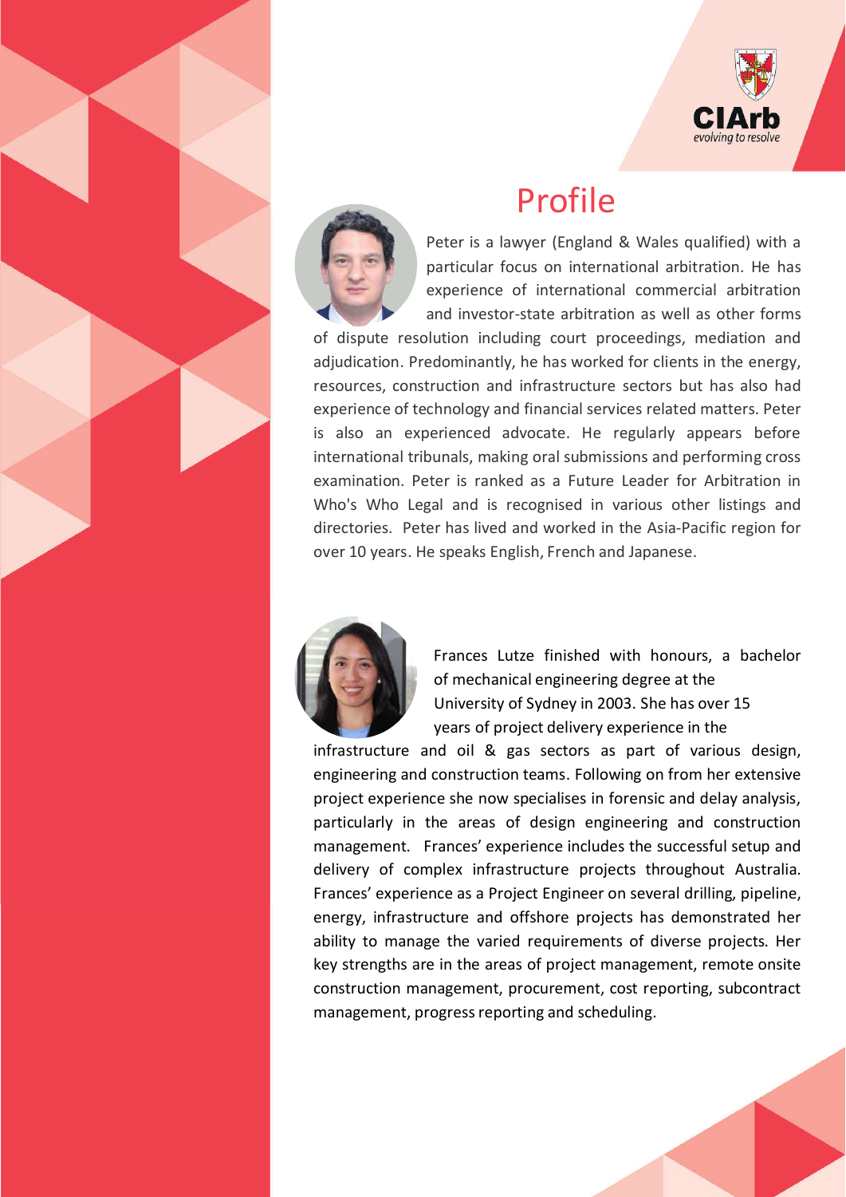# Profile

Peter is a lawyer (England & Wales qualified) with a particular focus on international arbitration. He has experience of international commercial arbitration and investor-state arbitration as well as other forms of dispute resolution including court proceedings, mediation and adjudication. Predominantly, he has worked for clients in the energy, resources, construction and infrastructure sectors but has also had experience of technology and financial services related matters. Peter is also an experienced advocate. He regularly appears before international tribunals, making oral submissions and performing cross examination. Peter is ranked as a Future Leader for Arbitration in Who's Who Legal and is recognised in various other listings and directories. Peter has lived and worked in the Asia-Pacific region for over 10 years. He speaks English, French and Japanese.

Frances Lutze finished with honours, a bachelor of mechanical engineering degree at the University of Sydney in 2003. She has over 15 years of project delivery experience in the infrastructure and oil & gas sectors as part of various design, engineering and construction teams. Following on from her extensive project experience she now specialises in forensic and delay analysis, particularly in the areas of design engineering and construction management. Frances' experience includes the successful setup and delivery of complex infrastructure projects throughout Australia. Frances' experience as a Project Engineer on several drilling, pipeline, energy, infrastructure and offshore projects has demonstrated her ability to manage the varied requirements of diverse projects. Her key strengths are in the areas of project management, remote onsite construction management, procurement, cost reporting, subcontract management, progress reporting and scheduling.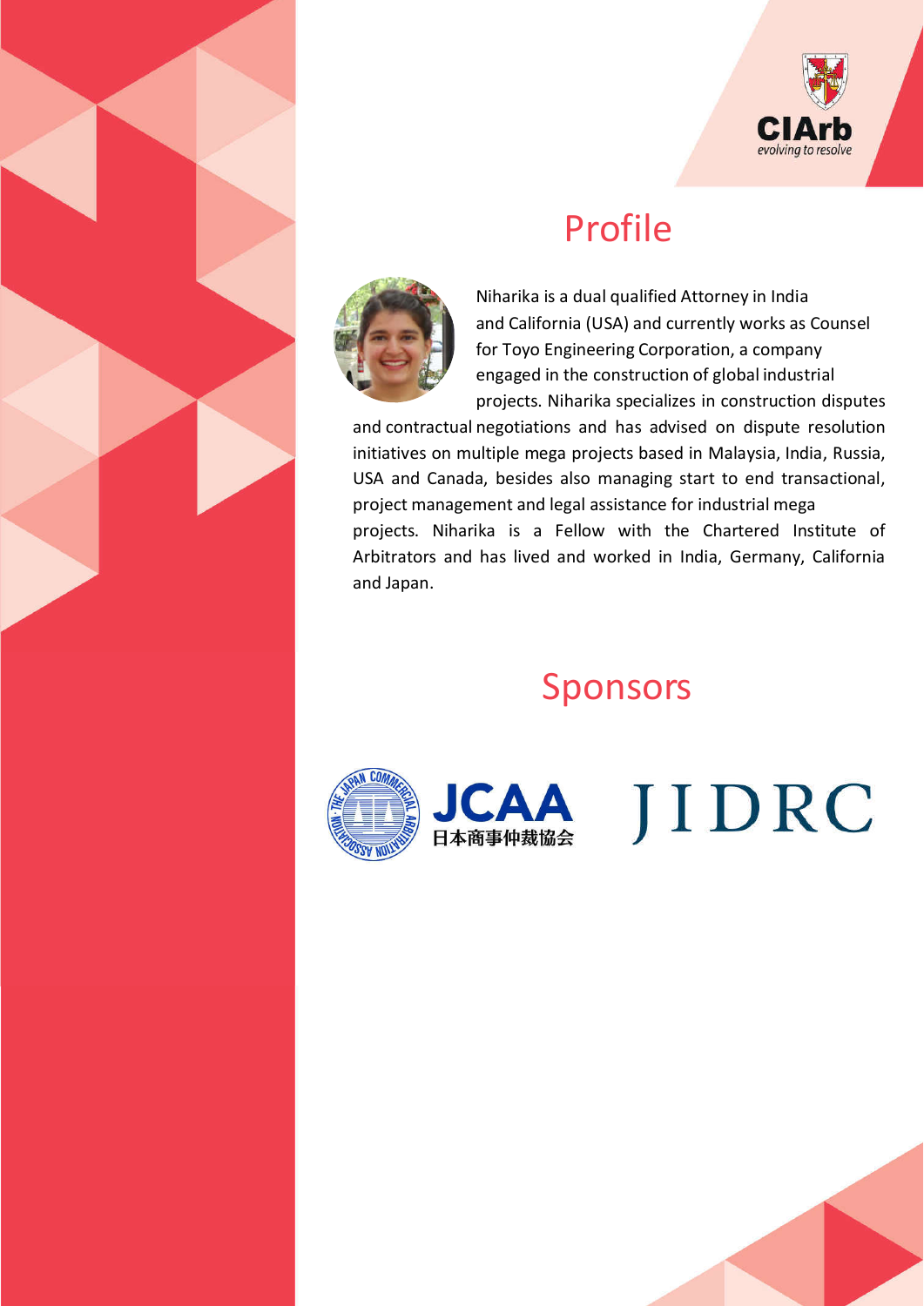## Profile

Niharika is a dual qualified Attorney in India and California (USA) and currently works as Counsel for Toyo Engineering Corporation, a company engaged in the construction of global industrial projects. Niharika specializes in construction disputes and contractual negotiations and has advised on dispute resolution initiatives on multiple mega projects based in Malaysia, India, Russia, USA and Canada, besides also managing start to end transactional, project management and legal assistance for industrial mega projects. Niharika is a Fellow with the Chartered Institute of Arbitrators and has lived and worked in India, Germany, California and Japan.

## Sponsors

JCAA 日本商事仲裁協会

JIDRC